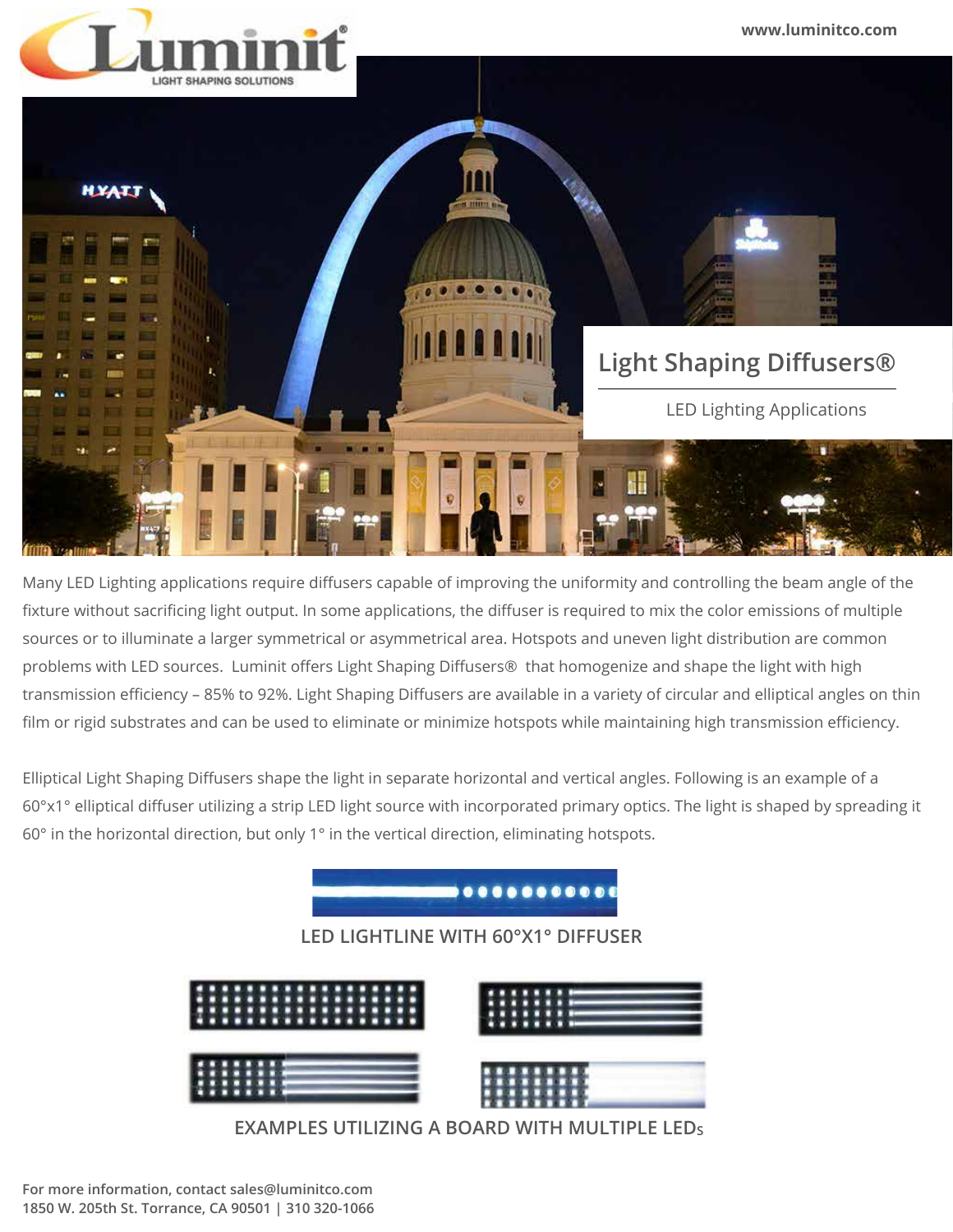Luminit®

LIGHT SHAPING SOLUTIONS

www.luminitco.com

# Light Shaping Diffusers®

LED Lighting Applications

Many LED Lighting applications require diffusers capable of improving the uniformity and controlling the beam angle of the fixture without sacrificing light output. In some applications, the diffuser is required to mix the color emissions of multiple sources or to illuminate a larger symmetrical or asymmetrical area. Hotspots and uneven light distribution are common problems with LED sources. Luminit offers Light Shaping Diffusers® that homogenize and shape the light with high transmission efficiency – 85% to 92%. Light Shaping Diffusers are available in a variety of circular and elliptical angles on thin film or rigid substrates and can be used to eliminate or minimize hotspots while maintaining high transmission efficiency.

Elliptical Light Shaping Diffusers shape the light in separate horizontal and vertical angles. Following is an example of a 60°x1° elliptical diffuser utilizing a strip LED light source with incorporated primary optics. The light is shaped by spreading it 60° in the horizontal direction, but only 1° in the vertical direction, eliminating hotspots.

LED LIGHTLINE WITH 60°X1° DIFFUSER

EXAMPLES UTILIZING A BOARD WITH MULTIPLE LEDs

For more information, contact sales@luminitco.com
1850 W. 205th St. Torrance, CA 90501 | 310 320-1066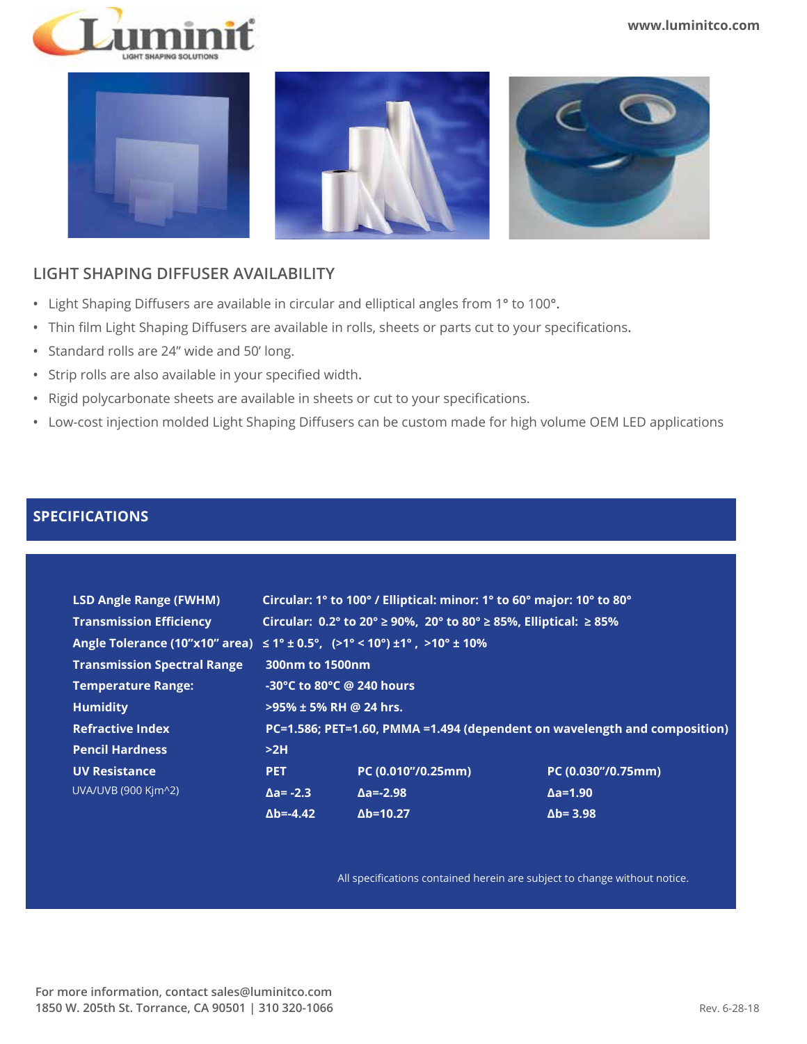www.luminitco.com

## LIGHT SHAPING DIFFUSER AVAILABILITY

- Light Shaping Diffusers are available in circular and elliptical angles from 1° to 100°.
- Thin film Light Shaping Diffusers are available in rolls, sheets or parts cut to your specifications.
- Standard rolls are 24" wide and 50' long.
- Strip rolls are also available in your specified width.
- Rigid polycarbonate sheets are available in sheets or cut to your specifications.
- Low-cost injection molded Light Shaping Diffusers can be custom made for high volume OEM LED applications

## SPECIFICATIONS

| | | | |
|---|---|---|---|
| **LSD Angle Range (FWHM)** | **Circular: 1° to 100° / Elliptical: minor: 1° to 60° major: 10° to 80°** | | |
| **Transmission Efficiency** | **Circular: 0.2° to 20° ≥ 90%, 20° to 80° ≥ 85%, Elliptical: ≥ 85%** | | |
| **Angle Tolerance (10"x10" area)** | **≤ 1° ± 0.5°, (>1° < 10°) ±1°, >10° ± 10%** | | |
| **Transmission Spectral Range** | **300nm to 1500nm** | | |
| **Temperature Range:** | **-30°C to 80°C @ 240 hours** | | |
| **Humidity** | **>95% ± 5% RH @ 24 hrs.** | | |
| **Refractive Index** | **PC=1.586; PET=1.60, PMMA =1.494 (dependent on wavelength and composition)** | | |
| **Pencil Hardness** | **>2H** | | |
| **UV Resistance** | **PET** | **PC (0.010"/0.25mm)** | **PC (0.030"/0.75mm)** |
| UVA/UVB (900 Kjm^2) | **Δa= -2.3** | **Δa=-2.98** | **Δa=1.90** |
| | **Δb=-4.42** | **Δb=10.27** | **Δb= 3.98** |

All specifications contained herein are subject to change without notice.

**For more information, contact sales@luminitco.com**
**1850 W. 205th St. Torrance, CA 90501 | 310 320-1066**

Rev. 6-28-18